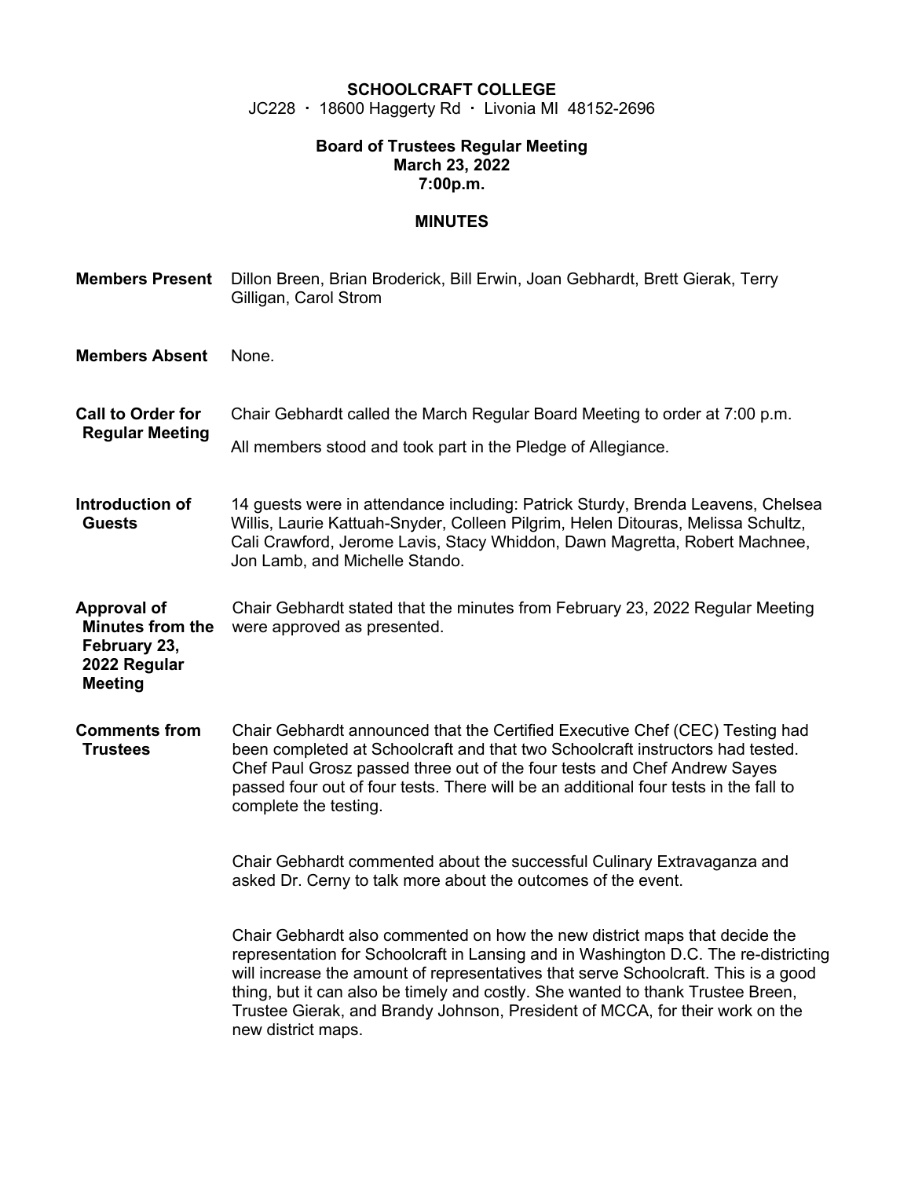**SCHOOLCRAFT COLLEGE**
JC228 · 18600 Haggerty Rd · Livonia MI 48152-2696

**Board of Trustees Regular Meeting**
**March 23, 2022**
**7:00p.m.**

**MINUTES**

**Members Present**
Dillon Breen, Brian Broderick, Bill Erwin, Joan Gebhardt, Brett Gierak, Terry Gilligan, Carol Strom

**Members Absent**
None.

**Call to Order for Regular Meeting**
Chair Gebhardt called the March Regular Board Meeting to order at 7:00 p.m.

All members stood and took part in the Pledge of Allegiance.

**Introduction of Guests**
14 guests were in attendance including: Patrick Sturdy, Brenda Leavens, Chelsea Willis, Laurie Kattuah-Snyder, Colleen Pilgrim, Helen Ditouras, Melissa Schultz, Cali Crawford, Jerome Lavis, Stacy Whiddon, Dawn Magretta, Robert Machnee, Jon Lamb, and Michelle Stando.

**Approval of Minutes from the February 23, 2022 Regular Meeting**
Chair Gebhardt stated that the minutes from February 23, 2022 Regular Meeting were approved as presented.

**Comments from Trustees**
Chair Gebhardt announced that the Certified Executive Chef (CEC) Testing had been completed at Schoolcraft and that two Schoolcraft instructors had tested. Chef Paul Grosz passed three out of the four tests and Chef Andrew Sayes passed four out of four tests. There will be an additional four tests in the fall to complete the testing.

Chair Gebhardt commented about the successful Culinary Extravaganza and asked Dr. Cerny to talk more about the outcomes of the event.

Chair Gebhardt also commented on how the new district maps that decide the representation for Schoolcraft in Lansing and in Washington D.C. The re-districting will increase the amount of representatives that serve Schoolcraft. This is a good thing, but it can also be timely and costly. She wanted to thank Trustee Breen, Trustee Gierak, and Brandy Johnson, President of MCCA, for their work on the new district maps.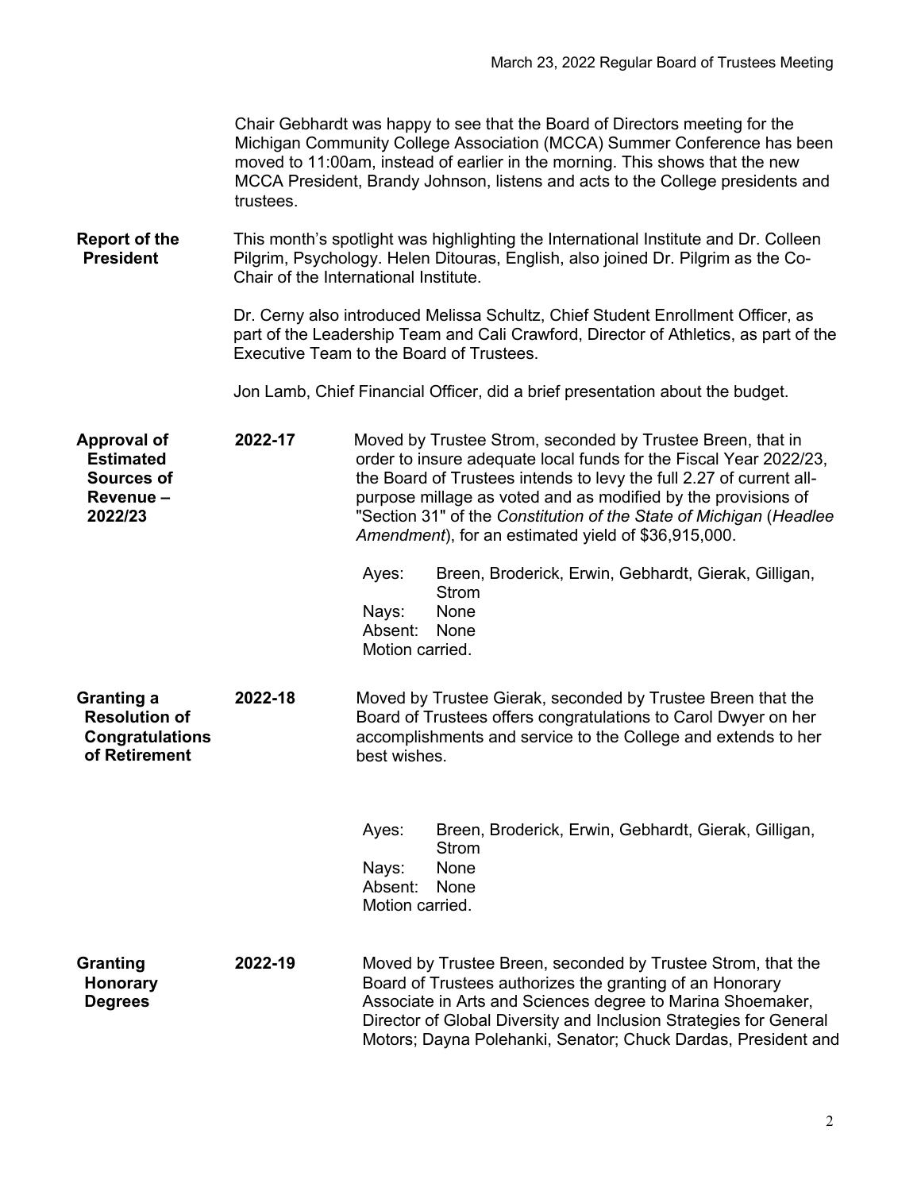Chair Gebhardt was happy to see that the Board of Directors meeting for the Michigan Community College Association (MCCA) Summer Conference has been moved to 11:00am, instead of earlier in the morning. This shows that the new MCCA President, Brandy Johnson, listens and acts to the College presidents and trustees.

**Report of the President**

This month's spotlight was highlighting the International Institute and Dr. Colleen Pilgrim, Psychology. Helen Ditouras, English, also joined Dr. Pilgrim as the Co-Chair of the International Institute.

Dr. Cerny also introduced Melissa Schultz, Chief Student Enrollment Officer, as part of the Leadership Team and Cali Crawford, Director of Athletics, as part of the Executive Team to the Board of Trustees.

Jon Lamb, Chief Financial Officer, did a brief presentation about the budget.

**Approval of Estimated Sources of Revenue – 2022/23**

**2022-17**

Moved by Trustee Strom, seconded by Trustee Breen, that in order to insure adequate local funds for the Fiscal Year 2022/23, the Board of Trustees intends to levy the full 2.27 of current all-purpose millage as voted and as modified by the provisions of "Section 31" of the *Constitution of the State of Michigan* (*Headlee Amendment*), for an estimated yield of $36,915,000.

Ayes: Breen, Broderick, Erwin, Gebhardt, Gierak, Gilligan, Strom
Nays: None
Absent: None
Motion carried.

**Granting a Resolution of Congratulations of Retirement**

**2022-18**

Moved by Trustee Gierak, seconded by Trustee Breen that the Board of Trustees offers congratulations to Carol Dwyer on her accomplishments and service to the College and extends to her best wishes.

Ayes: Breen, Broderick, Erwin, Gebhardt, Gierak, Gilligan, Strom
Nays: None
Absent: None
Motion carried.

**Granting Honorary Degrees**

**2022-19**

Moved by Trustee Breen, seconded by Trustee Strom, that the Board of Trustees authorizes the granting of an Honorary Associate in Arts and Sciences degree to Marina Shoemaker, Director of Global Diversity and Inclusion Strategies for General Motors; Dayna Polehanki, Senator; Chuck Dardas, President and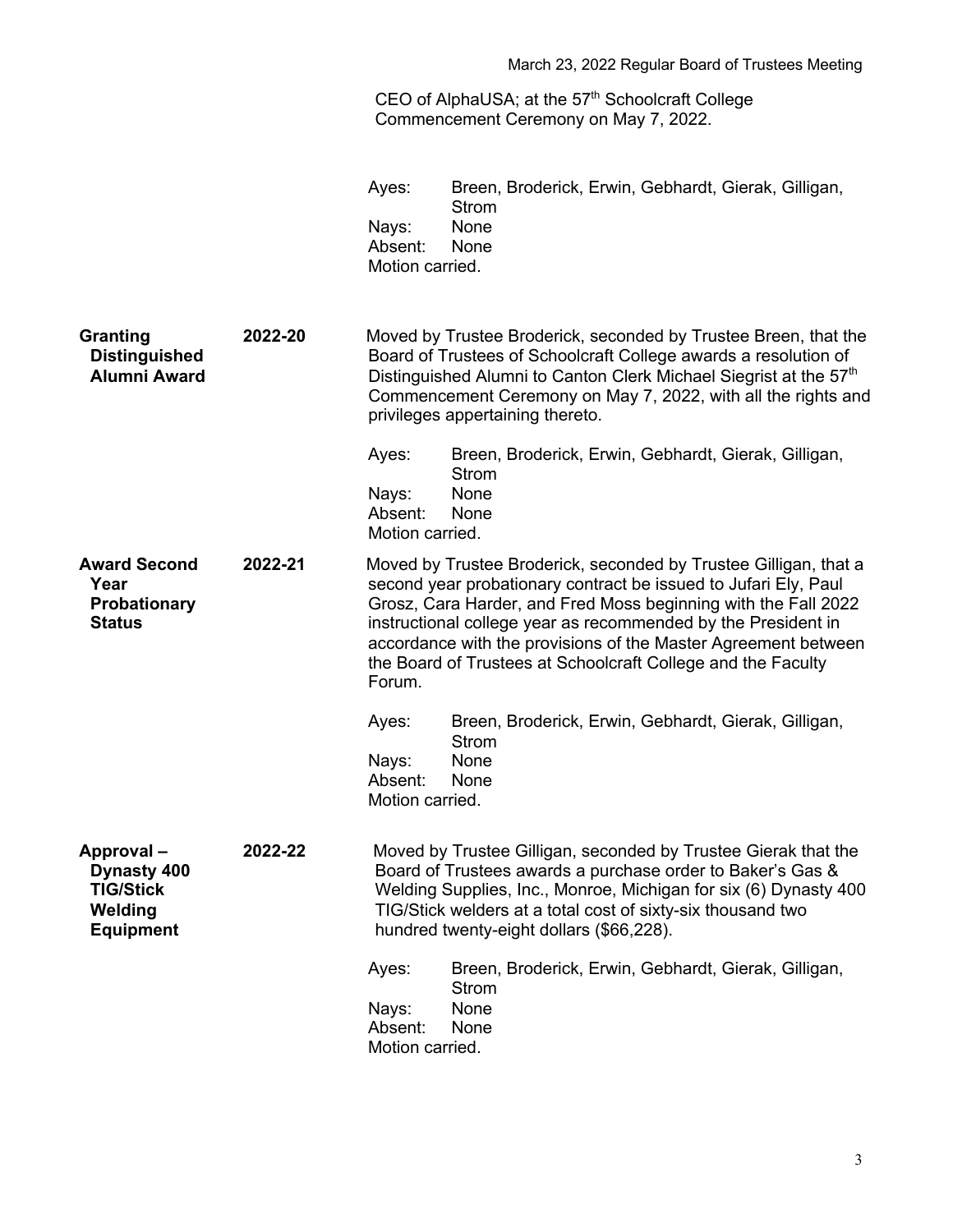CEO of AlphaUSA; at the 57th Schoolcraft College Commencement Ceremony on May 7, 2022.

Ayes: Breen, Broderick, Erwin, Gebhardt, Gierak, Gilligan, Strom
Nays: None
Absent: None
Motion carried.

**Granting Distinguished Alumni Award** — **2022-20**

Moved by Trustee Broderick, seconded by Trustee Breen, that the Board of Trustees of Schoolcraft College awards a resolution of Distinguished Alumni to Canton Clerk Michael Siegrist at the 57th Commencement Ceremony on May 7, 2022, with all the rights and privileges appertaining thereto.

Ayes: Breen, Broderick, Erwin, Gebhardt, Gierak, Gilligan, Strom
Nays: None
Absent: None
Motion carried.

**Award Second Year Probationary Status** — **2022-21**

Moved by Trustee Broderick, seconded by Trustee Gilligan, that a second year probationary contract be issued to Jufari Ely, Paul Grosz, Cara Harder, and Fred Moss beginning with the Fall 2022 instructional college year as recommended by the President in accordance with the provisions of the Master Agreement between the Board of Trustees at Schoolcraft College and the Faculty Forum.

Ayes: Breen, Broderick, Erwin, Gebhardt, Gierak, Gilligan, Strom
Nays: None
Absent: None
Motion carried.

**Approval – Dynasty 400 TIG/Stick Welding Equipment** — **2022-22**

Moved by Trustee Gilligan, seconded by Trustee Gierak that the Board of Trustees awards a purchase order to Baker's Gas & Welding Supplies, Inc., Monroe, Michigan for six (6) Dynasty 400 TIG/Stick welders at a total cost of sixty-six thousand two hundred twenty-eight dollars ($66,228).

Ayes: Breen, Broderick, Erwin, Gebhardt, Gierak, Gilligan, Strom
Nays: None
Absent: None
Motion carried.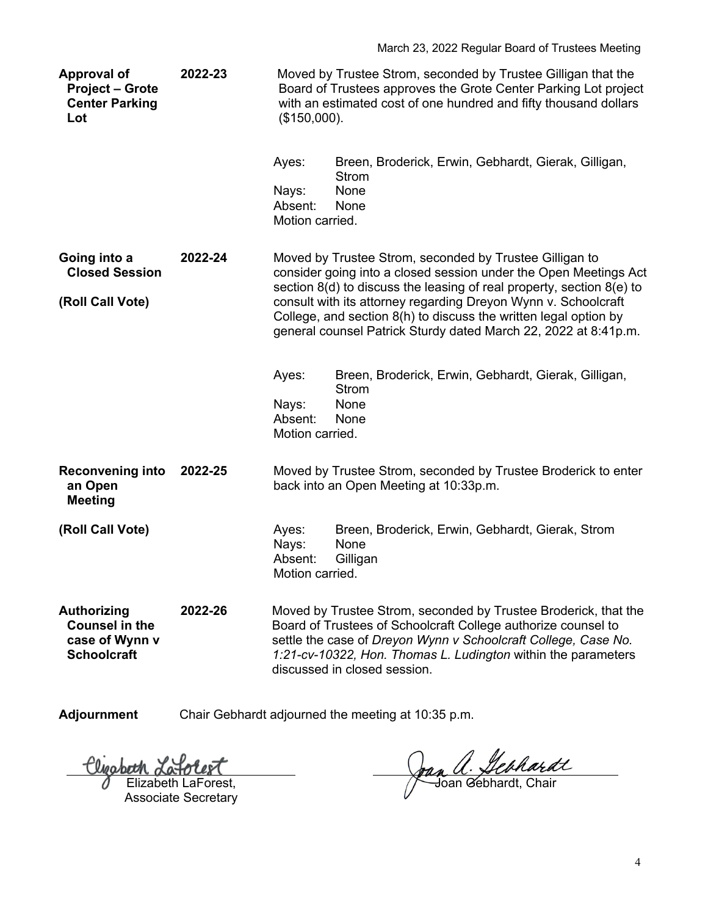**Approval of Project – Grote Center Parking Lot** **2022-23**

Moved by Trustee Strom, seconded by Trustee Gilligan that the Board of Trustees approves the Grote Center Parking Lot project with an estimated cost of one hundred and fifty thousand dollars ($150,000).

Ayes: Breen, Broderick, Erwin, Gebhardt, Gierak, Gilligan, Strom
Nays: None
Absent: None
Motion carried.

**Going into a Closed Session** **2022-24**

**(Roll Call Vote)**

Moved by Trustee Strom, seconded by Trustee Gilligan to consider going into a closed session under the Open Meetings Act section 8(d) to discuss the leasing of real property, section 8(e) to consult with its attorney regarding Dreyon Wynn v. Schoolcraft College, and section 8(h) to discuss the written legal option by general counsel Patrick Sturdy dated March 22, 2022 at 8:41p.m.

Ayes: Breen, Broderick, Erwin, Gebhardt, Gierak, Gilligan, Strom
Nays: None
Absent: None
Motion carried.

**Reconvening into an Open Meeting** **2022-25**

Moved by Trustee Strom, seconded by Trustee Broderick to enter back into an Open Meeting at 10:33p.m.

**(Roll Call Vote)**

Ayes: Breen, Broderick, Erwin, Gebhardt, Gierak, Strom
Nays: None
Absent: Gilligan
Motion carried.

**Authorizing Counsel in the case of Wynn v Schoolcraft** **2022-26**

Moved by Trustee Strom, seconded by Trustee Broderick, that the Board of Trustees of Schoolcraft College authorize counsel to settle the case of *Dreyon Wynn v Schoolcraft College, Case No. 1:21-cv-10322, Hon. Thomas L. Ludington* within the parameters discussed in closed session.

**Adjournment** Chair Gebhardt adjourned the meeting at 10:35 p.m.

Elizabeth LaForest
Elizabeth LaForest,
Associate Secretary

Joan A. Gebhardt
Joan Gebhardt, Chair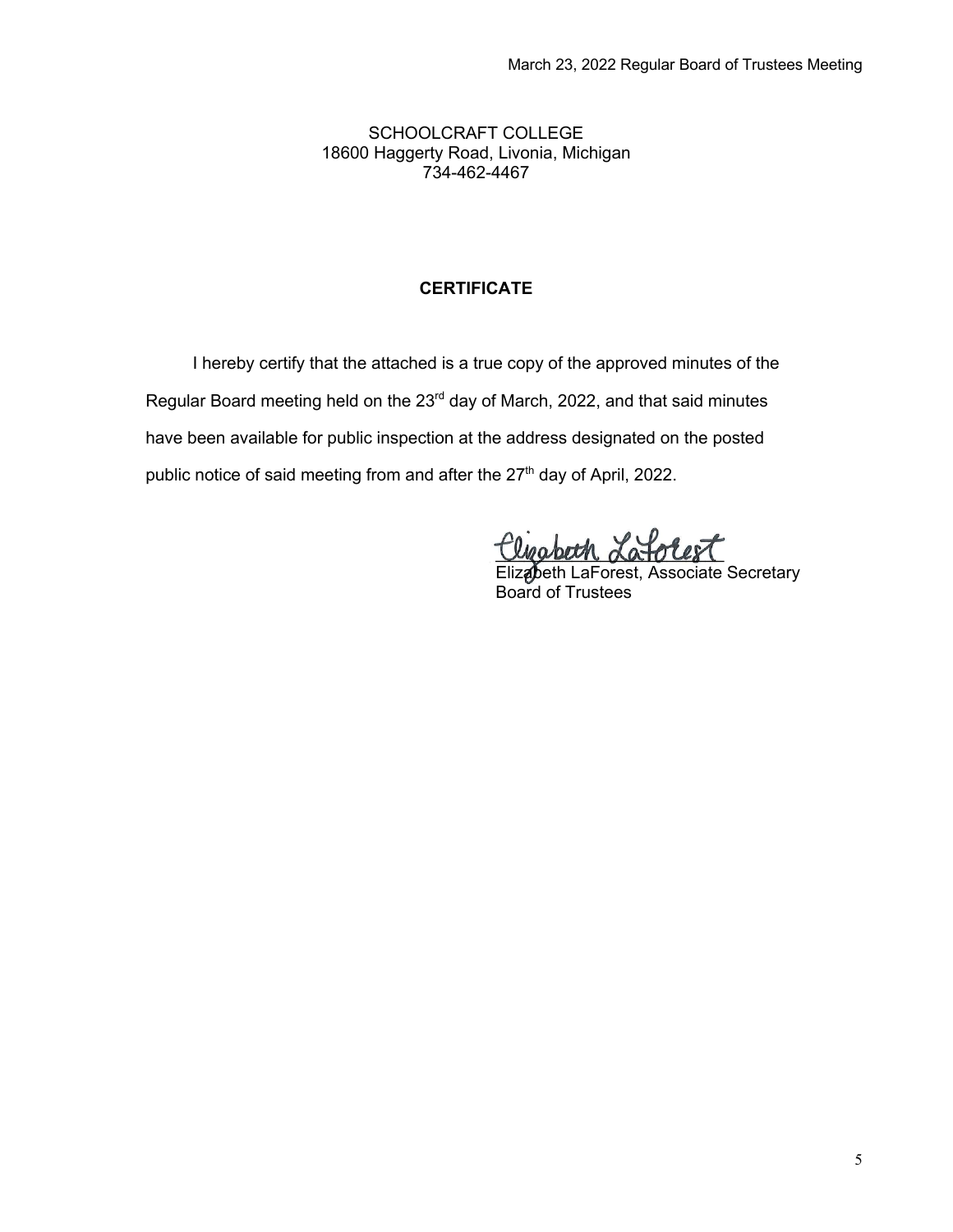SCHOOLCRAFT COLLEGE
18600 Haggerty Road, Livonia, Michigan
734-462-4467

## CERTIFICATE

I hereby certify that the attached is a true copy of the approved minutes of the Regular Board meeting held on the 23rd day of March, 2022, and that said minutes have been available for public inspection at the address designated on the posted public notice of said meeting from and after the 27th day of April, 2022.

Elizabeth LaForest

Elizabeth LaForest, Associate Secretary
Board of Trustees